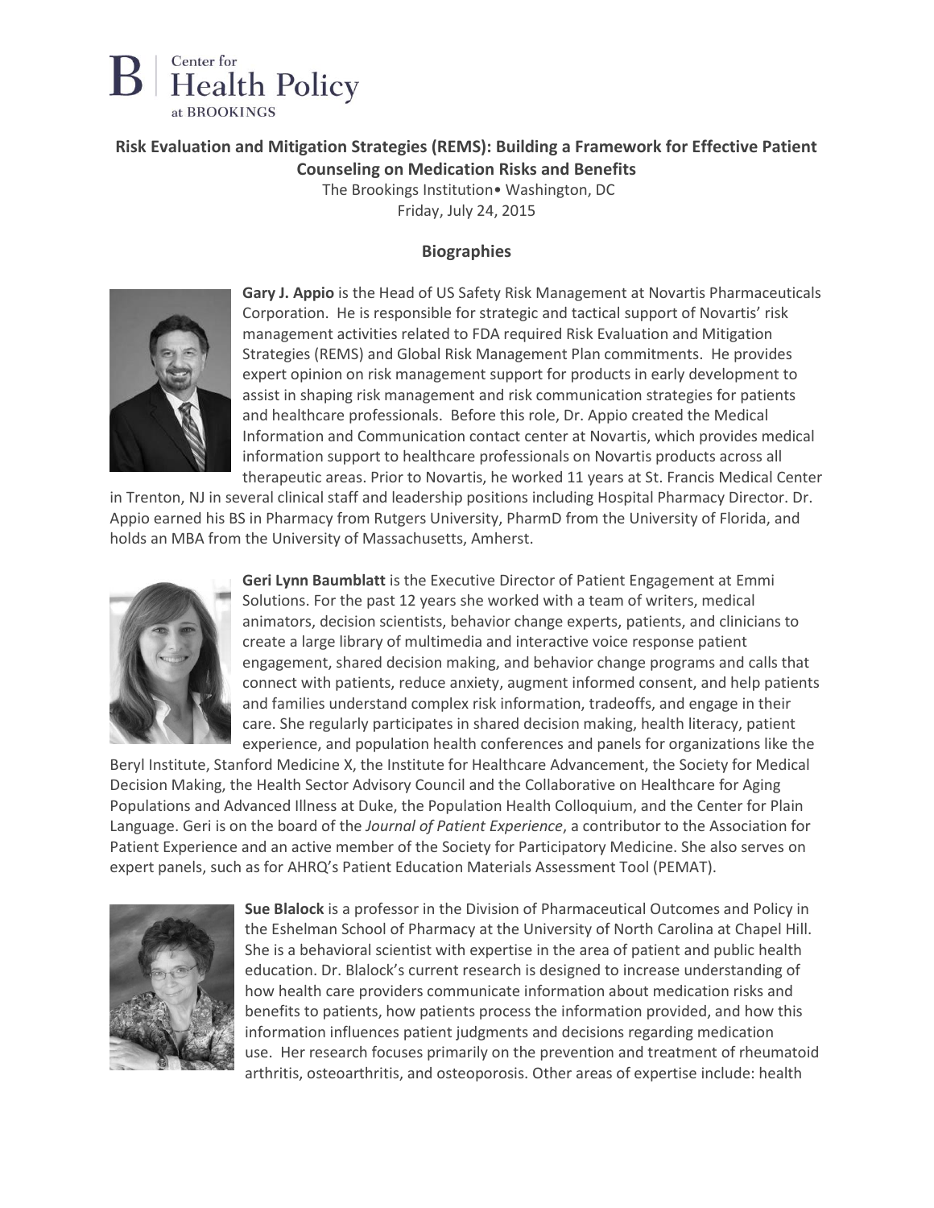Center for Health Policy at BROOKINGS

## Risk Evaluation and Mitigation Strategies (REMS): Building a Framework for Effective Patient Counseling on Medication Risks and Benefits

The Brookings Institution• Washington, DC
Friday, July 24, 2015

### Biographies

**Gary J. Appio** is the Head of US Safety Risk Management at Novartis Pharmaceuticals Corporation. He is responsible for strategic and tactical support of Novartis' risk management activities related to FDA required Risk Evaluation and Mitigation Strategies (REMS) and Global Risk Management Plan commitments. He provides expert opinion on risk management support for products in early development to assist in shaping risk management and risk communication strategies for patients and healthcare professionals. Before this role, Dr. Appio created the Medical Information and Communication contact center at Novartis, which provides medical information support to healthcare professionals on Novartis products across all therapeutic areas. Prior to Novartis, he worked 11 years at St. Francis Medical Center in Trenton, NJ in several clinical staff and leadership positions including Hospital Pharmacy Director. Dr. Appio earned his BS in Pharmacy from Rutgers University, PharmD from the University of Florida, and holds an MBA from the University of Massachusetts, Amherst.

**Geri Lynn Baumblatt** is the Executive Director of Patient Engagement at Emmi Solutions. For the past 12 years she worked with a team of writers, medical animators, decision scientists, behavior change experts, patients, and clinicians to create a large library of multimedia and interactive voice response patient engagement, shared decision making, and behavior change programs and calls that connect with patients, reduce anxiety, augment informed consent, and help patients and families understand complex risk information, tradeoffs, and engage in their care. She regularly participates in shared decision making, health literacy, patient experience, and population health conferences and panels for organizations like the Beryl Institute, Stanford Medicine X, the Institute for Healthcare Advancement, the Society for Medical Decision Making, the Health Sector Advisory Council and the Collaborative on Healthcare for Aging Populations and Advanced Illness at Duke, the Population Health Colloquium, and the Center for Plain Language. Geri is on the board of the *Journal of Patient Experience*, a contributor to the Association for Patient Experience and an active member of the Society for Participatory Medicine. She also serves on expert panels, such as for AHRQ's Patient Education Materials Assessment Tool (PEMAT).

**Sue Blalock** is a professor in the Division of Pharmaceutical Outcomes and Policy in the Eshelman School of Pharmacy at the University of North Carolina at Chapel Hill. She is a behavioral scientist with expertise in the area of patient and public health education. Dr. Blalock's current research is designed to increase understanding of how health care providers communicate information about medication risks and benefits to patients, how patients process the information provided, and how this information influences patient judgments and decisions regarding medication use. Her research focuses primarily on the prevention and treatment of rheumatoid arthritis, osteoarthritis, and osteoporosis. Other areas of expertise include: health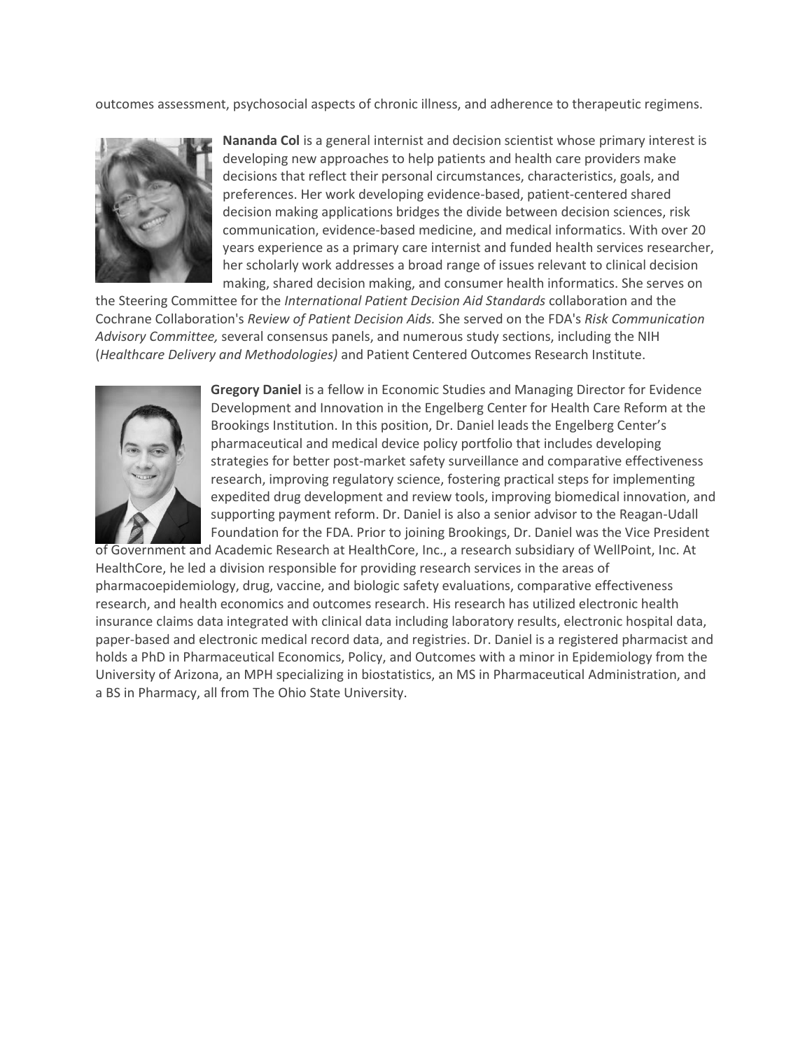outcomes assessment, psychosocial aspects of chronic illness, and adherence to therapeutic regimens.

**Nananda Col** is a general internist and decision scientist whose primary interest is developing new approaches to help patients and health care providers make decisions that reflect their personal circumstances, characteristics, goals, and preferences. Her work developing evidence-based, patient-centered shared decision making applications bridges the divide between decision sciences, risk communication, evidence-based medicine, and medical informatics. With over 20 years experience as a primary care internist and funded health services researcher, her scholarly work addresses a broad range of issues relevant to clinical decision making, shared decision making, and consumer health informatics. She serves on the Steering Committee for the *International Patient Decision Aid Standards* collaboration and the Cochrane Collaboration's *Review of Patient Decision Aids.* She served on the FDA's *Risk Communication Advisory Committee,* several consensus panels, and numerous study sections, including the NIH (*Healthcare Delivery and Methodologies)* and Patient Centered Outcomes Research Institute.

**Gregory Daniel** is a fellow in Economic Studies and Managing Director for Evidence Development and Innovation in the Engelberg Center for Health Care Reform at the Brookings Institution. In this position, Dr. Daniel leads the Engelberg Center's pharmaceutical and medical device policy portfolio that includes developing strategies for better post-market safety surveillance and comparative effectiveness research, improving regulatory science, fostering practical steps for implementing expedited drug development and review tools, improving biomedical innovation, and supporting payment reform. Dr. Daniel is also a senior advisor to the Reagan-Udall Foundation for the FDA. Prior to joining Brookings, Dr. Daniel was the Vice President of Government and Academic Research at HealthCore, Inc., a research subsidiary of WellPoint, Inc. At HealthCore, he led a division responsible for providing research services in the areas of pharmacoepidemiology, drug, vaccine, and biologic safety evaluations, comparative effectiveness research, and health economics and outcomes research. His research has utilized electronic health insurance claims data integrated with clinical data including laboratory results, electronic hospital data, paper-based and electronic medical record data, and registries. Dr. Daniel is a registered pharmacist and holds a PhD in Pharmaceutical Economics, Policy, and Outcomes with a minor in Epidemiology from the University of Arizona, an MPH specializing in biostatistics, an MS in Pharmaceutical Administration, and a BS in Pharmacy, all from The Ohio State University.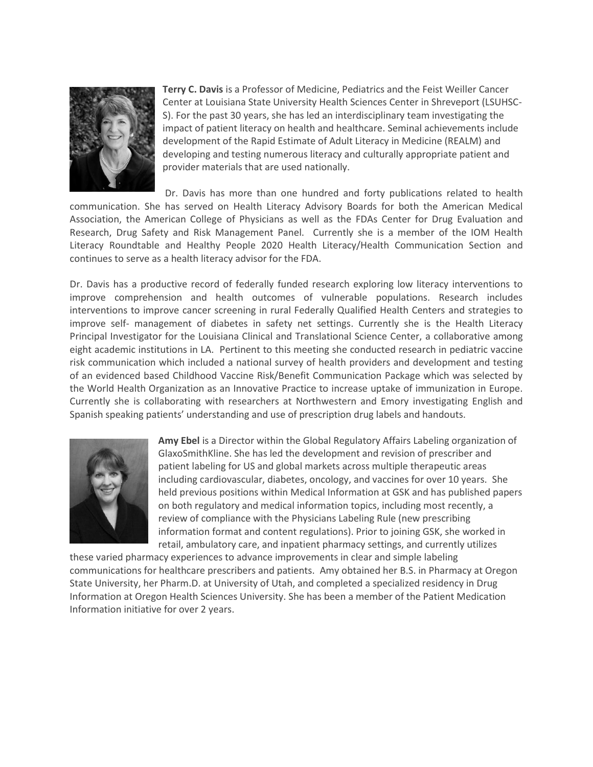**Terry C. Davis** is a Professor of Medicine, Pediatrics and the Feist Weiller Cancer Center at Louisiana State University Health Sciences Center in Shreveport (LSUHSC-S). For the past 30 years, she has led an interdisciplinary team investigating the impact of patient literacy on health and healthcare. Seminal achievements include development of the Rapid Estimate of Adult Literacy in Medicine (REALM) and developing and testing numerous literacy and culturally appropriate patient and provider materials that are used nationally.

Dr. Davis has more than one hundred and forty publications related to health communication. She has served on Health Literacy Advisory Boards for both the American Medical Association, the American College of Physicians as well as the FDAs Center for Drug Evaluation and Research, Drug Safety and Risk Management Panel. Currently she is a member of the IOM Health Literacy Roundtable and Healthy People 2020 Health Literacy/Health Communication Section and continues to serve as a health literacy advisor for the FDA.

Dr. Davis has a productive record of federally funded research exploring low literacy interventions to improve comprehension and health outcomes of vulnerable populations. Research includes interventions to improve cancer screening in rural Federally Qualified Health Centers and strategies to improve self- management of diabetes in safety net settings. Currently she is the Health Literacy Principal Investigator for the Louisiana Clinical and Translational Science Center, a collaborative among eight academic institutions in LA. Pertinent to this meeting she conducted research in pediatric vaccine risk communication which included a national survey of health providers and development and testing of an evidenced based Childhood Vaccine Risk/Benefit Communication Package which was selected by the World Health Organization as an Innovative Practice to increase uptake of immunization in Europe. Currently she is collaborating with researchers at Northwestern and Emory investigating English and Spanish speaking patients' understanding and use of prescription drug labels and handouts.

**Amy Ebel** is a Director within the Global Regulatory Affairs Labeling organization of GlaxoSmithKline. She has led the development and revision of prescriber and patient labeling for US and global markets across multiple therapeutic areas including cardiovascular, diabetes, oncology, and vaccines for over 10 years. She held previous positions within Medical Information at GSK and has published papers on both regulatory and medical information topics, including most recently, a review of compliance with the Physicians Labeling Rule (new prescribing information format and content regulations). Prior to joining GSK, she worked in retail, ambulatory care, and inpatient pharmacy settings, and currently utilizes these varied pharmacy experiences to advance improvements in clear and simple labeling communications for healthcare prescribers and patients. Amy obtained her B.S. in Pharmacy at Oregon State University, her Pharm.D. at University of Utah, and completed a specialized residency in Drug Information at Oregon Health Sciences University. She has been a member of the Patient Medication Information initiative for over 2 years.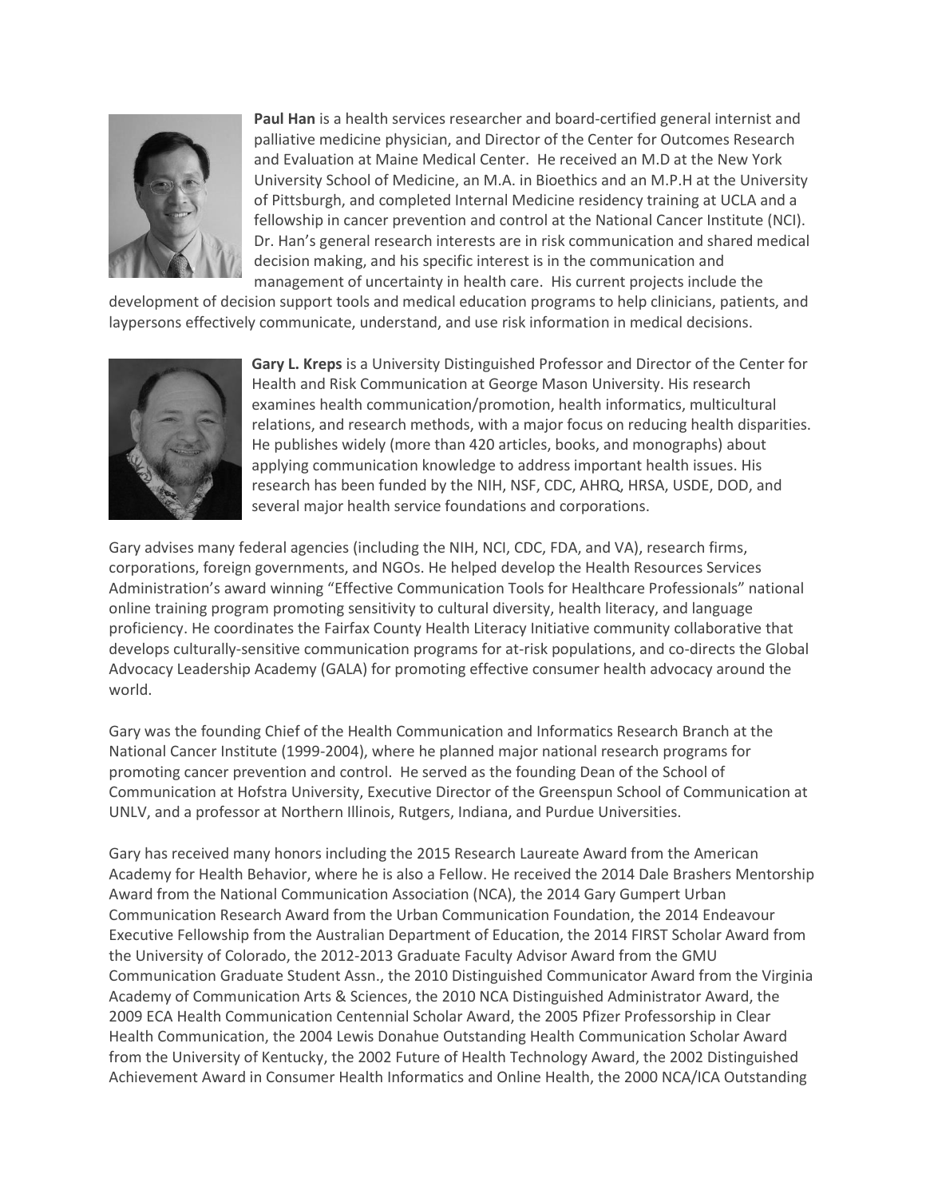**Paul Han** is a health services researcher and board-certified general internist and palliative medicine physician, and Director of the Center for Outcomes Research and Evaluation at Maine Medical Center. He received an M.D at the New York University School of Medicine, an M.A. in Bioethics and an M.P.H at the University of Pittsburgh, and completed Internal Medicine residency training at UCLA and a fellowship in cancer prevention and control at the National Cancer Institute (NCI). Dr. Han's general research interests are in risk communication and shared medical decision making, and his specific interest is in the communication and management of uncertainty in health care. His current projects include the development of decision support tools and medical education programs to help clinicians, patients, and laypersons effectively communicate, understand, and use risk information in medical decisions.

**Gary L. Kreps** is a University Distinguished Professor and Director of the Center for Health and Risk Communication at George Mason University. His research examines health communication/promotion, health informatics, multicultural relations, and research methods, with a major focus on reducing health disparities. He publishes widely (more than 420 articles, books, and monographs) about applying communication knowledge to address important health issues. His research has been funded by the NIH, NSF, CDC, AHRQ, HRSA, USDE, DOD, and several major health service foundations and corporations.

Gary advises many federal agencies (including the NIH, NCI, CDC, FDA, and VA), research firms, corporations, foreign governments, and NGOs. He helped develop the Health Resources Services Administration's award winning "Effective Communication Tools for Healthcare Professionals" national online training program promoting sensitivity to cultural diversity, health literacy, and language proficiency. He coordinates the Fairfax County Health Literacy Initiative community collaborative that develops culturally-sensitive communication programs for at-risk populations, and co-directs the Global Advocacy Leadership Academy (GALA) for promoting effective consumer health advocacy around the world.

Gary was the founding Chief of the Health Communication and Informatics Research Branch at the National Cancer Institute (1999-2004), where he planned major national research programs for promoting cancer prevention and control. He served as the founding Dean of the School of Communication at Hofstra University, Executive Director of the Greenspun School of Communication at UNLV, and a professor at Northern Illinois, Rutgers, Indiana, and Purdue Universities.

Gary has received many honors including the 2015 Research Laureate Award from the American Academy for Health Behavior, where he is also a Fellow. He received the 2014 Dale Brashers Mentorship Award from the National Communication Association (NCA), the 2014 Gary Gumpert Urban Communication Research Award from the Urban Communication Foundation, the 2014 Endeavour Executive Fellowship from the Australian Department of Education, the 2014 FIRST Scholar Award from the University of Colorado, the 2012-2013 Graduate Faculty Advisor Award from the GMU Communication Graduate Student Assn., the 2010 Distinguished Communicator Award from the Virginia Academy of Communication Arts & Sciences, the 2010 NCA Distinguished Administrator Award, the 2009 ECA Health Communication Centennial Scholar Award, the 2005 Pfizer Professorship in Clear Health Communication, the 2004 Lewis Donahue Outstanding Health Communication Scholar Award from the University of Kentucky, the 2002 Future of Health Technology Award, the 2002 Distinguished Achievement Award in Consumer Health Informatics and Online Health, the 2000 NCA/ICA Outstanding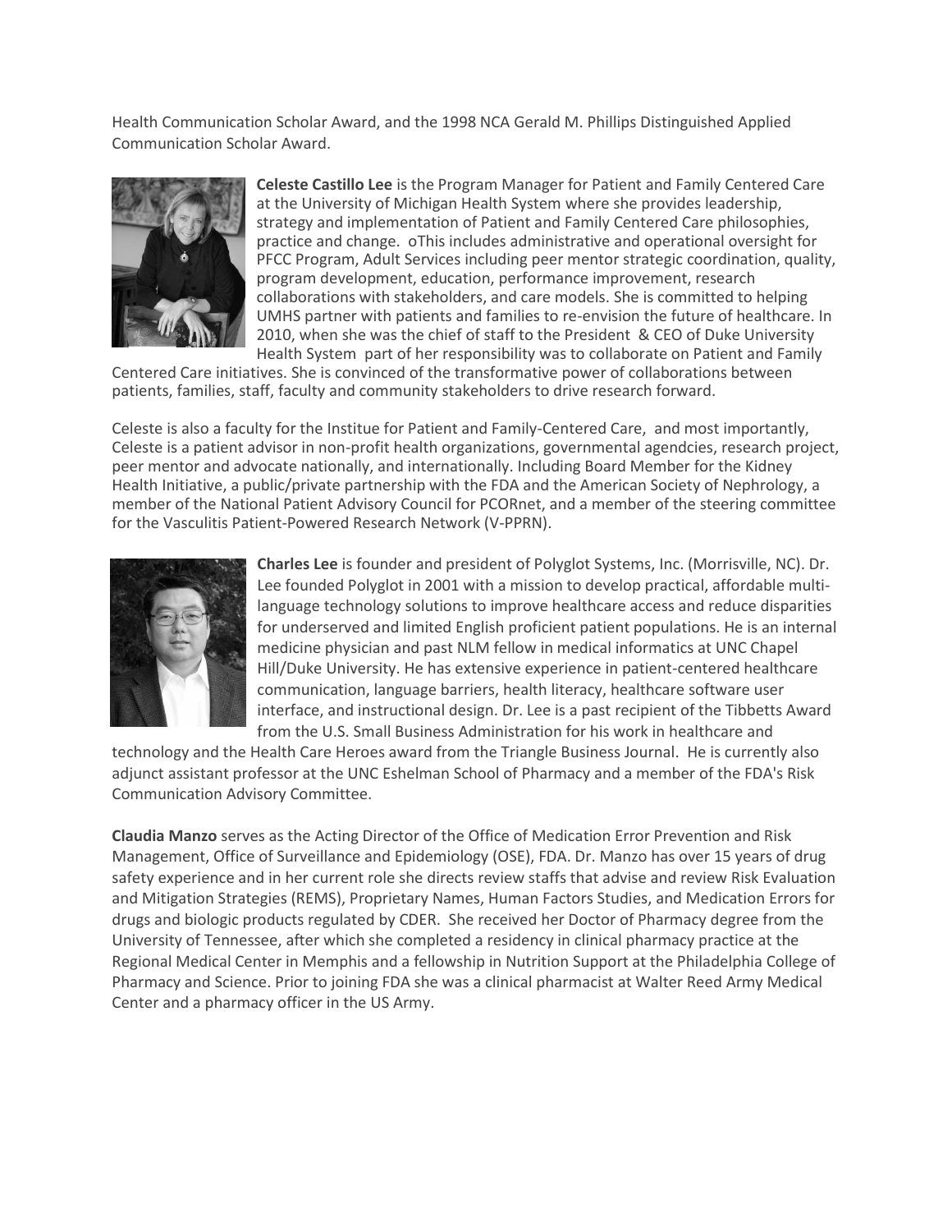Health Communication Scholar Award, and the 1998 NCA Gerald M. Phillips Distinguished Applied Communication Scholar Award.

**Celeste Castillo Lee** is the Program Manager for Patient and Family Centered Care at the University of Michigan Health System where she provides leadership, strategy and implementation of Patient and Family Centered Care philosophies, practice and change. oThis includes administrative and operational oversight for PFCC Program, Adult Services including peer mentor strategic coordination, quality, program development, education, performance improvement, research collaborations with stakeholders, and care models. She is committed to helping UMHS partner with patients and families to re-envision the future of healthcare. In 2010, when she was the chief of staff to the President & CEO of Duke University Health System part of her responsibility was to collaborate on Patient and Family Centered Care initiatives. She is convinced of the transformative power of collaborations between patients, families, staff, faculty and community stakeholders to drive research forward.

Celeste is also a faculty for the Institue for Patient and Family-Centered Care, and most importantly, Celeste is a patient advisor in non-profit health organizations, governmental agendcies, research project, peer mentor and advocate nationally, and internationally. Including Board Member for the Kidney Health Initiative, a public/private partnership with the FDA and the American Society of Nephrology, a member of the National Patient Advisory Council for PCORnet, and a member of the steering committee for the Vasculitis Patient-Powered Research Network (V-PPRN).

**Charles Lee** is founder and president of Polyglot Systems, Inc. (Morrisville, NC). Dr. Lee founded Polyglot in 2001 with a mission to develop practical, affordable multi-language technology solutions to improve healthcare access and reduce disparities for underserved and limited English proficient patient populations. He is an internal medicine physician and past NLM fellow in medical informatics at UNC Chapel Hill/Duke University. He has extensive experience in patient-centered healthcare communication, language barriers, health literacy, healthcare software user interface, and instructional design. Dr. Lee is a past recipient of the Tibbetts Award from the U.S. Small Business Administration for his work in healthcare and technology and the Health Care Heroes award from the Triangle Business Journal. He is currently also adjunct assistant professor at the UNC Eshelman School of Pharmacy and a member of the FDA's Risk Communication Advisory Committee.

**Claudia Manzo** serves as the Acting Director of the Office of Medication Error Prevention and Risk Management, Office of Surveillance and Epidemiology (OSE), FDA. Dr. Manzo has over 15 years of drug safety experience and in her current role she directs review staffs that advise and review Risk Evaluation and Mitigation Strategies (REMS), Proprietary Names, Human Factors Studies, and Medication Errors for drugs and biologic products regulated by CDER. She received her Doctor of Pharmacy degree from the University of Tennessee, after which she completed a residency in clinical pharmacy practice at the Regional Medical Center in Memphis and a fellowship in Nutrition Support at the Philadelphia College of Pharmacy and Science. Prior to joining FDA she was a clinical pharmacist at Walter Reed Army Medical Center and a pharmacy officer in the US Army.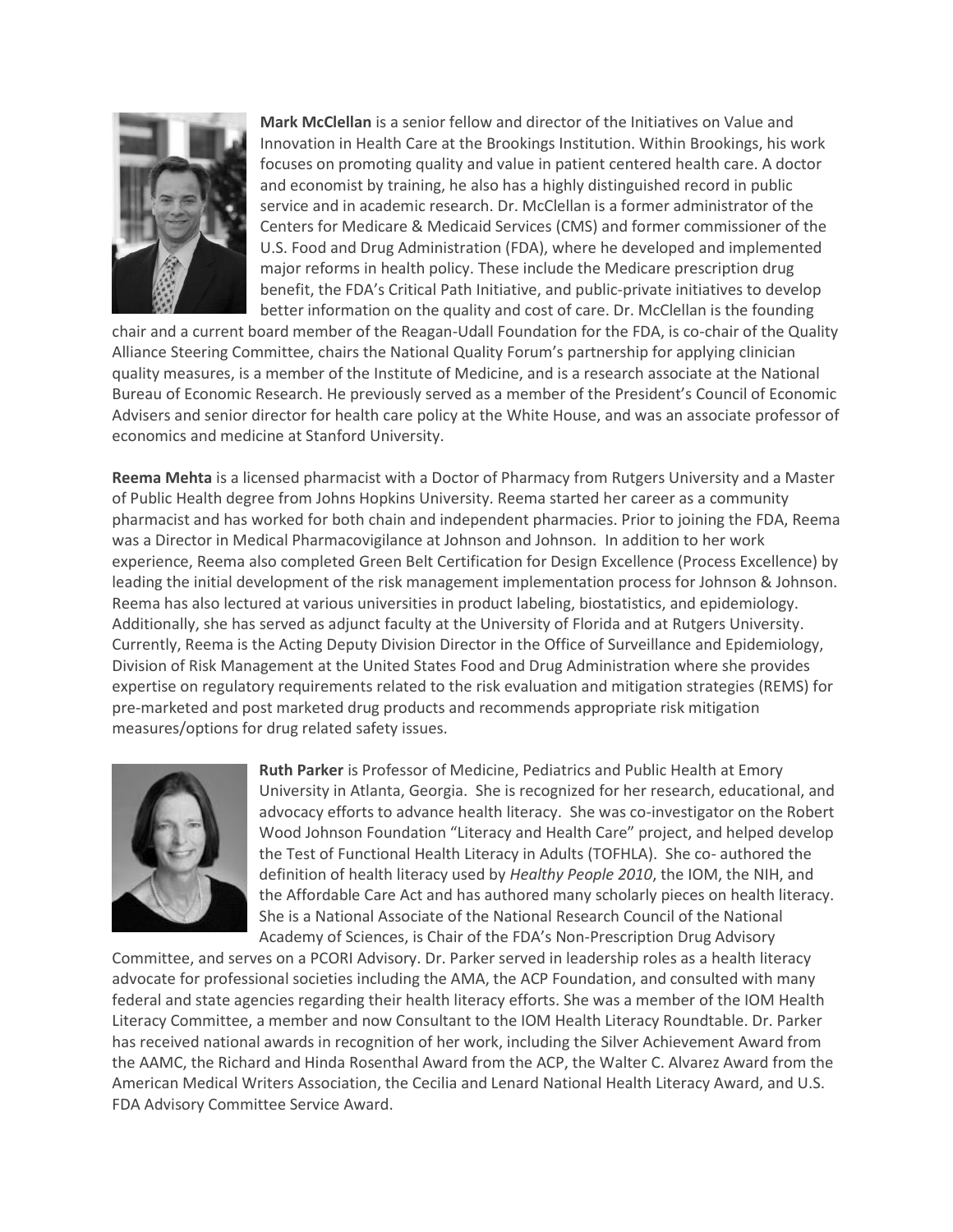**Mark McClellan** is a senior fellow and director of the Initiatives on Value and Innovation in Health Care at the Brookings Institution. Within Brookings, his work focuses on promoting quality and value in patient centered health care. A doctor and economist by training, he also has a highly distinguished record in public service and in academic research. Dr. McClellan is a former administrator of the Centers for Medicare & Medicaid Services (CMS) and former commissioner of the U.S. Food and Drug Administration (FDA), where he developed and implemented major reforms in health policy. These include the Medicare prescription drug benefit, the FDA's Critical Path Initiative, and public-private initiatives to develop better information on the quality and cost of care. Dr. McClellan is the founding chair and a current board member of the Reagan-Udall Foundation for the FDA, is co-chair of the Quality Alliance Steering Committee, chairs the National Quality Forum's partnership for applying clinician quality measures, is a member of the Institute of Medicine, and is a research associate at the National Bureau of Economic Research. He previously served as a member of the President's Council of Economic Advisers and senior director for health care policy at the White House, and was an associate professor of economics and medicine at Stanford University.

**Reema Mehta** is a licensed pharmacist with a Doctor of Pharmacy from Rutgers University and a Master of Public Health degree from Johns Hopkins University. Reema started her career as a community pharmacist and has worked for both chain and independent pharmacies. Prior to joining the FDA, Reema was a Director in Medical Pharmacovigilance at Johnson and Johnson. In addition to her work experience, Reema also completed Green Belt Certification for Design Excellence (Process Excellence) by leading the initial development of the risk management implementation process for Johnson & Johnson. Reema has also lectured at various universities in product labeling, biostatistics, and epidemiology. Additionally, she has served as adjunct faculty at the University of Florida and at Rutgers University. Currently, Reema is the Acting Deputy Division Director in the Office of Surveillance and Epidemiology, Division of Risk Management at the United States Food and Drug Administration where she provides expertise on regulatory requirements related to the risk evaluation and mitigation strategies (REMS) for pre-marketed and post marketed drug products and recommends appropriate risk mitigation measures/options for drug related safety issues.

**Ruth Parker** is Professor of Medicine, Pediatrics and Public Health at Emory University in Atlanta, Georgia. She is recognized for her research, educational, and advocacy efforts to advance health literacy. She was co-investigator on the Robert Wood Johnson Foundation "Literacy and Health Care" project, and helped develop the Test of Functional Health Literacy in Adults (TOFHLA). She co- authored the definition of health literacy used by *Healthy People 2010*, the IOM, the NIH, and the Affordable Care Act and has authored many scholarly pieces on health literacy. She is a National Associate of the National Research Council of the National Academy of Sciences, is Chair of the FDA's Non-Prescription Drug Advisory Committee, and serves on a PCORI Advisory. Dr. Parker served in leadership roles as a health literacy advocate for professional societies including the AMA, the ACP Foundation, and consulted with many federal and state agencies regarding their health literacy efforts. She was a member of the IOM Health Literacy Committee, a member and now Consultant to the IOM Health Literacy Roundtable. Dr. Parker has received national awards in recognition of her work, including the Silver Achievement Award from the AAMC, the Richard and Hinda Rosenthal Award from the ACP, the Walter C. Alvarez Award from the American Medical Writers Association, the Cecilia and Lenard National Health Literacy Award, and U.S. FDA Advisory Committee Service Award.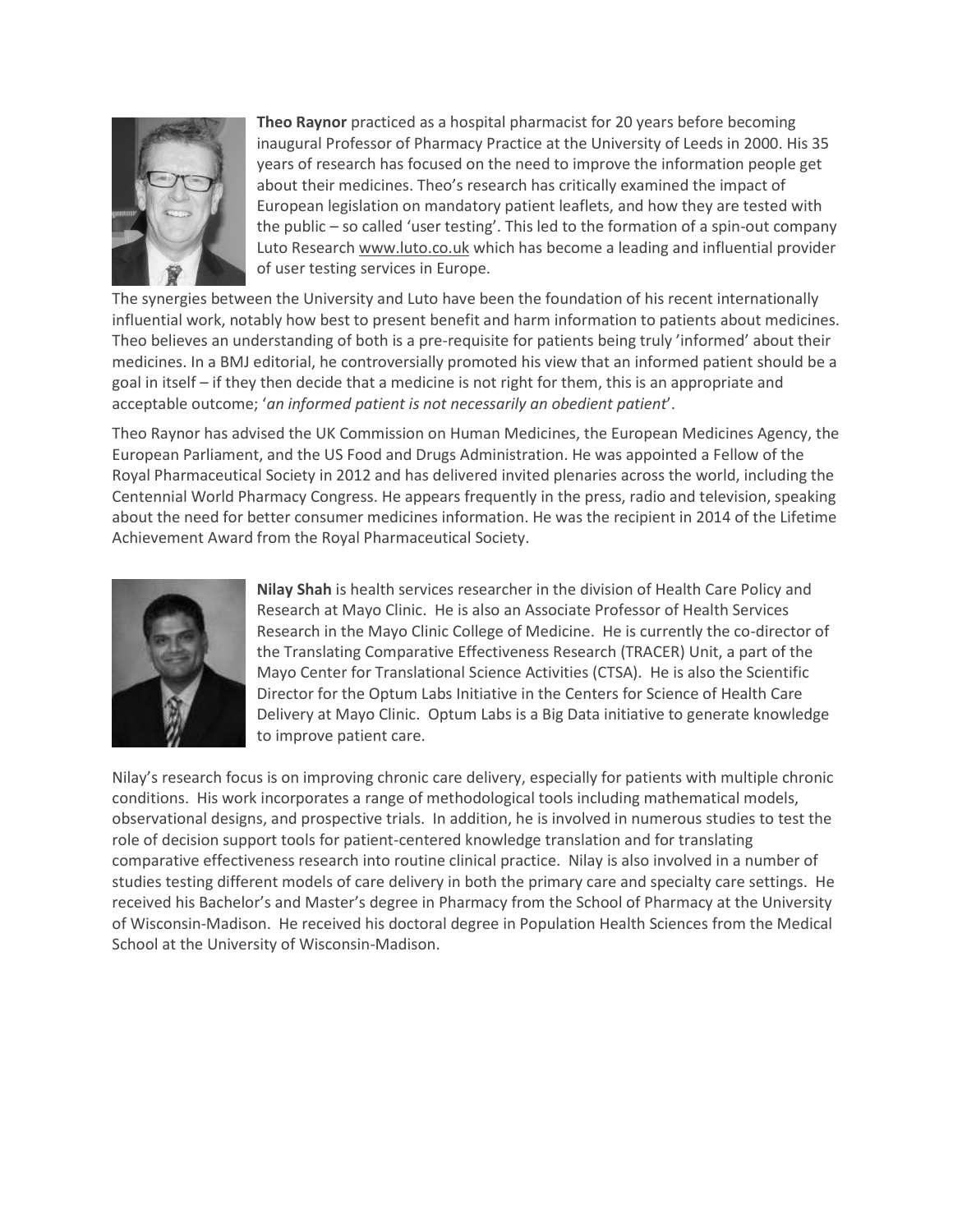**Theo Raynor** practiced as a hospital pharmacist for 20 years before becoming inaugural Professor of Pharmacy Practice at the University of Leeds in 2000. His 35 years of research has focused on the need to improve the information people get about their medicines. Theo's research has critically examined the impact of European legislation on mandatory patient leaflets, and how they are tested with the public – so called 'user testing'. This led to the formation of a spin-out company Luto Research www.luto.co.uk which has become a leading and influential provider of user testing services in Europe.

The synergies between the University and Luto have been the foundation of his recent internationally influential work, notably how best to present benefit and harm information to patients about medicines. Theo believes an understanding of both is a pre-requisite for patients being truly 'informed' about their medicines. In a BMJ editorial, he controversially promoted his view that an informed patient should be a goal in itself – if they then decide that a medicine is not right for them, this is an appropriate and acceptable outcome; '*an informed patient is not necessarily an obedient patient*'.

Theo Raynor has advised the UK Commission on Human Medicines, the European Medicines Agency, the European Parliament, and the US Food and Drugs Administration. He was appointed a Fellow of the Royal Pharmaceutical Society in 2012 and has delivered invited plenaries across the world, including the Centennial World Pharmacy Congress. He appears frequently in the press, radio and television, speaking about the need for better consumer medicines information. He was the recipient in 2014 of the Lifetime Achievement Award from the Royal Pharmaceutical Society.

**Nilay Shah** is health services researcher in the division of Health Care Policy and Research at Mayo Clinic. He is also an Associate Professor of Health Services Research in the Mayo Clinic College of Medicine. He is currently the co-director of the Translating Comparative Effectiveness Research (TRACER) Unit, a part of the Mayo Center for Translational Science Activities (CTSA). He is also the Scientific Director for the Optum Labs Initiative in the Centers for Science of Health Care Delivery at Mayo Clinic. Optum Labs is a Big Data initiative to generate knowledge to improve patient care.

Nilay's research focus is on improving chronic care delivery, especially for patients with multiple chronic conditions. His work incorporates a range of methodological tools including mathematical models, observational designs, and prospective trials. In addition, he is involved in numerous studies to test the role of decision support tools for patient-centered knowledge translation and for translating comparative effectiveness research into routine clinical practice. Nilay is also involved in a number of studies testing different models of care delivery in both the primary care and specialty care settings. He received his Bachelor's and Master's degree in Pharmacy from the School of Pharmacy at the University of Wisconsin-Madison. He received his doctoral degree in Population Health Sciences from the Medical School at the University of Wisconsin-Madison.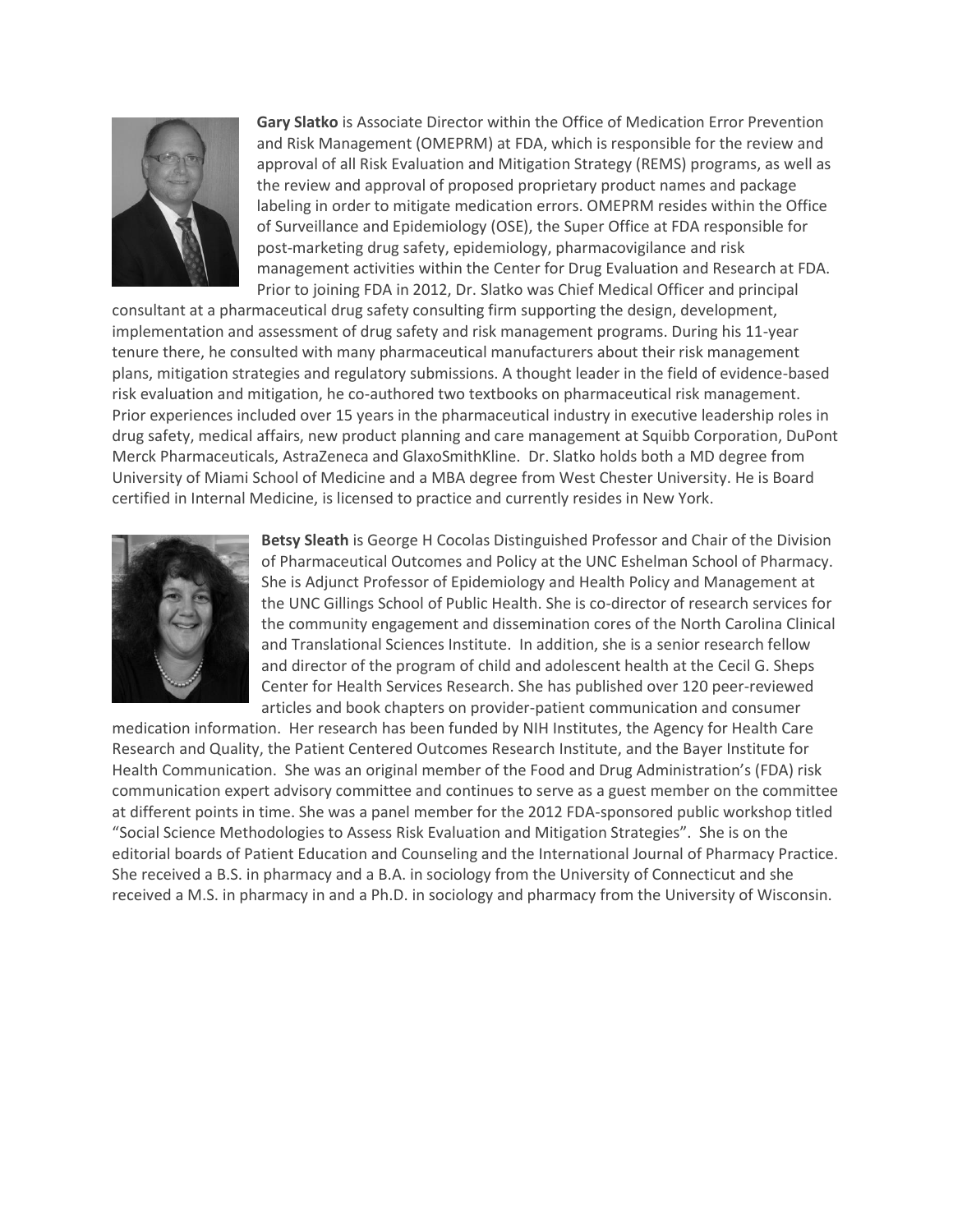**Gary Slatko** is Associate Director within the Office of Medication Error Prevention and Risk Management (OMEPRM) at FDA, which is responsible for the review and approval of all Risk Evaluation and Mitigation Strategy (REMS) programs, as well as the review and approval of proposed proprietary product names and package labeling in order to mitigate medication errors. OMEPRM resides within the Office of Surveillance and Epidemiology (OSE), the Super Office at FDA responsible for post-marketing drug safety, epidemiology, pharmacovigilance and risk management activities within the Center for Drug Evaluation and Research at FDA. Prior to joining FDA in 2012, Dr. Slatko was Chief Medical Officer and principal consultant at a pharmaceutical drug safety consulting firm supporting the design, development, implementation and assessment of drug safety and risk management programs. During his 11-year tenure there, he consulted with many pharmaceutical manufacturers about their risk management plans, mitigation strategies and regulatory submissions. A thought leader in the field of evidence-based risk evaluation and mitigation, he co-authored two textbooks on pharmaceutical risk management. Prior experiences included over 15 years in the pharmaceutical industry in executive leadership roles in drug safety, medical affairs, new product planning and care management at Squibb Corporation, DuPont Merck Pharmaceuticals, AstraZeneca and GlaxoSmithKline. Dr. Slatko holds both a MD degree from University of Miami School of Medicine and a MBA degree from West Chester University. He is Board certified in Internal Medicine, is licensed to practice and currently resides in New York.

**Betsy Sleath** is George H Cocolas Distinguished Professor and Chair of the Division of Pharmaceutical Outcomes and Policy at the UNC Eshelman School of Pharmacy. She is Adjunct Professor of Epidemiology and Health Policy and Management at the UNC Gillings School of Public Health. She is co-director of research services for the community engagement and dissemination cores of the North Carolina Clinical and Translational Sciences Institute. In addition, she is a senior research fellow and director of the program of child and adolescent health at the Cecil G. Sheps Center for Health Services Research. She has published over 120 peer-reviewed articles and book chapters on provider-patient communication and consumer medication information. Her research has been funded by NIH Institutes, the Agency for Health Care Research and Quality, the Patient Centered Outcomes Research Institute, and the Bayer Institute for Health Communication. She was an original member of the Food and Drug Administration's (FDA) risk communication expert advisory committee and continues to serve as a guest member on the committee at different points in time. She was a panel member for the 2012 FDA-sponsored public workshop titled "Social Science Methodologies to Assess Risk Evaluation and Mitigation Strategies". She is on the editorial boards of Patient Education and Counseling and the International Journal of Pharmacy Practice. She received a B.S. in pharmacy and a B.A. in sociology from the University of Connecticut and she received a M.S. in pharmacy in and a Ph.D. in sociology and pharmacy from the University of Wisconsin.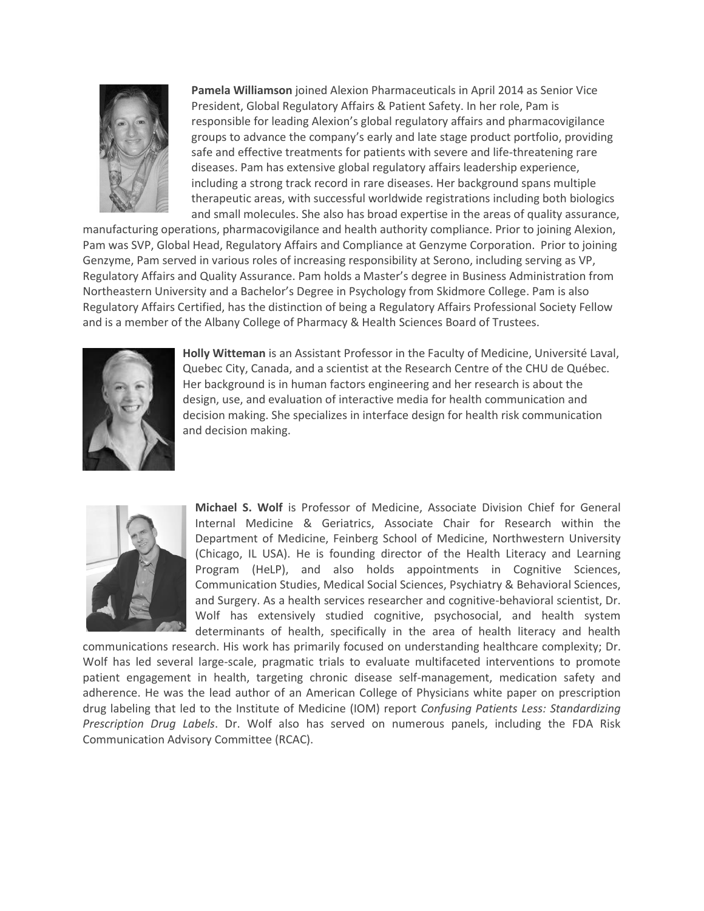**Pamela Williamson** joined Alexion Pharmaceuticals in April 2014 as Senior Vice President, Global Regulatory Affairs & Patient Safety. In her role, Pam is responsible for leading Alexion's global regulatory affairs and pharmacovigilance groups to advance the company's early and late stage product portfolio, providing safe and effective treatments for patients with severe and life-threatening rare diseases. Pam has extensive global regulatory affairs leadership experience, including a strong track record in rare diseases. Her background spans multiple therapeutic areas, with successful worldwide registrations including both biologics and small molecules. She also has broad expertise in the areas of quality assurance, manufacturing operations, pharmacovigilance and health authority compliance. Prior to joining Alexion, Pam was SVP, Global Head, Regulatory Affairs and Compliance at Genzyme Corporation. Prior to joining Genzyme, Pam served in various roles of increasing responsibility at Serono, including serving as VP, Regulatory Affairs and Quality Assurance. Pam holds a Master's degree in Business Administration from Northeastern University and a Bachelor's Degree in Psychology from Skidmore College. Pam is also Regulatory Affairs Certified, has the distinction of being a Regulatory Affairs Professional Society Fellow and is a member of the Albany College of Pharmacy & Health Sciences Board of Trustees.

**Holly Witteman** is an Assistant Professor in the Faculty of Medicine, Université Laval, Quebec City, Canada, and a scientist at the Research Centre of the CHU de Québec. Her background is in human factors engineering and her research is about the design, use, and evaluation of interactive media for health communication and decision making. She specializes in interface design for health risk communication and decision making.

**Michael S. Wolf** is Professor of Medicine, Associate Division Chief for General Internal Medicine & Geriatrics, Associate Chair for Research within the Department of Medicine, Feinberg School of Medicine, Northwestern University (Chicago, IL USA). He is founding director of the Health Literacy and Learning Program (HeLP), and also holds appointments in Cognitive Sciences, Communication Studies, Medical Social Sciences, Psychiatry & Behavioral Sciences, and Surgery. As a health services researcher and cognitive-behavioral scientist, Dr. Wolf has extensively studied cognitive, psychosocial, and health system determinants of health, specifically in the area of health literacy and health communications research. His work has primarily focused on understanding healthcare complexity; Dr. Wolf has led several large-scale, pragmatic trials to evaluate multifaceted interventions to promote patient engagement in health, targeting chronic disease self-management, medication safety and adherence. He was the lead author of an American College of Physicians white paper on prescription drug labeling that led to the Institute of Medicine (IOM) report *Confusing Patients Less: Standardizing Prescription Drug Labels*. Dr. Wolf also has served on numerous panels, including the FDA Risk Communication Advisory Committee (RCAC).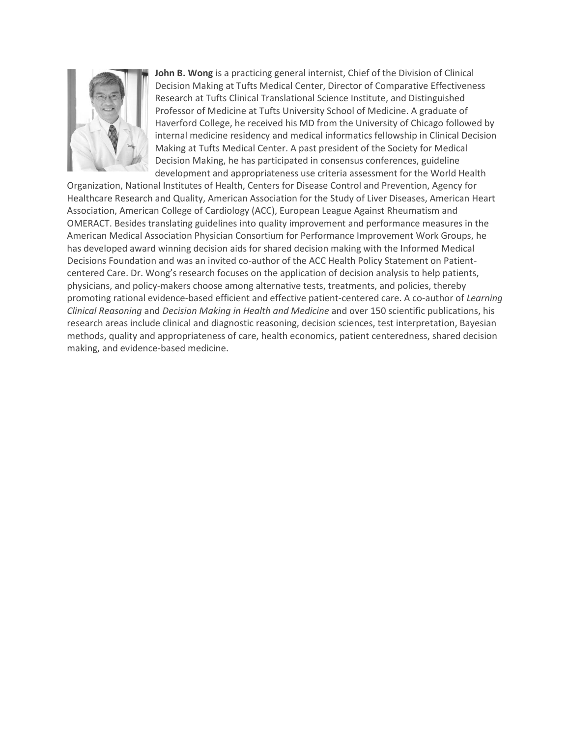**John B. Wong** is a practicing general internist, Chief of the Division of Clinical Decision Making at Tufts Medical Center, Director of Comparative Effectiveness Research at Tufts Clinical Translational Science Institute, and Distinguished Professor of Medicine at Tufts University School of Medicine. A graduate of Haverford College, he received his MD from the University of Chicago followed by internal medicine residency and medical informatics fellowship in Clinical Decision Making at Tufts Medical Center. A past president of the Society for Medical Decision Making, he has participated in consensus conferences, guideline development and appropriateness use criteria assessment for the World Health Organization, National Institutes of Health, Centers for Disease Control and Prevention, Agency for Healthcare Research and Quality, American Association for the Study of Liver Diseases, American Heart Association, American College of Cardiology (ACC), European League Against Rheumatism and OMERACT. Besides translating guidelines into quality improvement and performance measures in the American Medical Association Physician Consortium for Performance Improvement Work Groups, he has developed award winning decision aids for shared decision making with the Informed Medical Decisions Foundation and was an invited co-author of the ACC Health Policy Statement on Patient-centered Care. Dr. Wong's research focuses on the application of decision analysis to help patients, physicians, and policy-makers choose among alternative tests, treatments, and policies, thereby promoting rational evidence-based efficient and effective patient-centered care. A co-author of *Learning Clinical Reasoning* and *Decision Making in Health and Medicine* and over 150 scientific publications, his research areas include clinical and diagnostic reasoning, decision sciences, test interpretation, Bayesian methods, quality and appropriateness of care, health economics, patient centeredness, shared decision making, and evidence-based medicine.